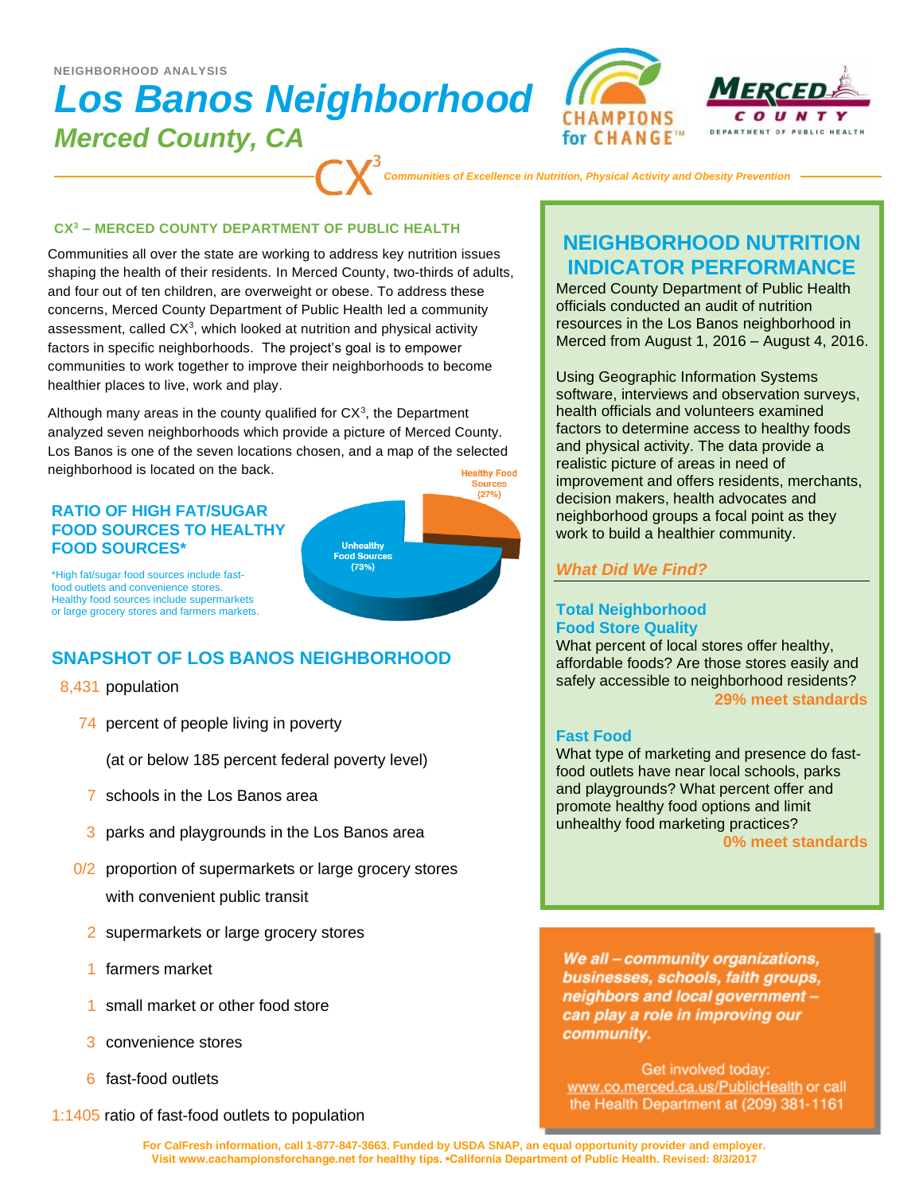NEIGHBORHOOD ANALYSIS

# Los Banos Neighborhood

## Merced County, CA

CHAMPIONS for CHANGE™

MERCED COUNTY DEPARTMENT OF PUBLIC HEALTH

CX[3] *Communities of Excellence in Nutrition, Physical Activity and Obesity Prevention*

### CX[3] – MERCED COUNTY DEPARTMENT OF PUBLIC HEALTH

Communities all over the state are working to address key nutrition issues shaping the health of their residents. In Merced County, two-thirds of adults, and four out of ten children, are overweight or obese. To address these concerns, Merced County Department of Public Health led a community assessment, called CX[3], which looked at nutrition and physical activity factors in specific neighborhoods. The project's goal is to empower communities to work together to improve their neighborhoods to become healthier places to live, work and play.

Although many areas in the county qualified for CX[3], the Department analyzed seven neighborhoods which provide a picture of Merced County. Los Banos is one of the seven locations chosen, and a map of the selected neighborhood is located on the back.

### RATIO OF HIGH FAT/SUGAR FOOD SOURCES TO HEALTHY FOOD SOURCES*

- Healthy Food Sources (27%)
- Unhealthy Food Sources (73%)

*High fat/sugar food sources include fast-food outlets and convenience stores. Healthy food sources include supermarkets or large grocery stores and farmers markets.

### SNAPSHOT OF LOS BANOS NEIGHBORHOOD

- 8,431 population
- 74 percent of people living in poverty (at or below 185 percent federal poverty level)
- 7 schools in the Los Banos area
- 3 parks and playgrounds in the Los Banos area
- 0/2 proportion of supermarkets or large grocery stores with convenient public transit
- 2 supermarkets or large grocery stores
- 1 farmers market
- 1 small market or other food store
- 3 convenience stores
- 6 fast-food outlets
- 1:1405 ratio of fast-food outlets to population

## NEIGHBORHOOD NUTRITION INDICATOR PERFORMANCE

Merced County Department of Public Health officials conducted an audit of nutrition resources in the Los Banos neighborhood in Merced from August 1, 2016 – August 4, 2016.

Using Geographic Information Systems software, interviews and observation surveys, health officials and volunteers examined factors to determine access to healthy foods and physical activity. The data provide a realistic picture of areas in need of improvement and offers residents, merchants, decision makers, health advocates and neighborhood groups a focal point as they work to build a healthier community.

### *What Did We Find?*

#### Total Neighborhood Food Store Quality

What percent of local stores offer healthy, affordable foods? Are those stores easily and safely accessible to neighborhood residents?

**29% meet standards**

#### Fast Food

What type of marketing and presence do fast-food outlets have near local schools, parks and playgrounds? What percent offer and promote healthy food options and limit unhealthy food marketing practices?

**0% meet standards**

***We all – community organizations, businesses, schools, faith groups, neighbors and local government – can play a role in improving our community.***

Get involved today: www.co.merced.ca.us/PublicHealth or call the Health Department at (209) 381-1161

**For CalFresh information, call 1-877-847-3663. Funded by USDA SNAP, an equal opportunity provider and employer. Visit www.cachampionsforchange.net for healthy tips. •California Department of Public Health. Revised: 8/3/2017**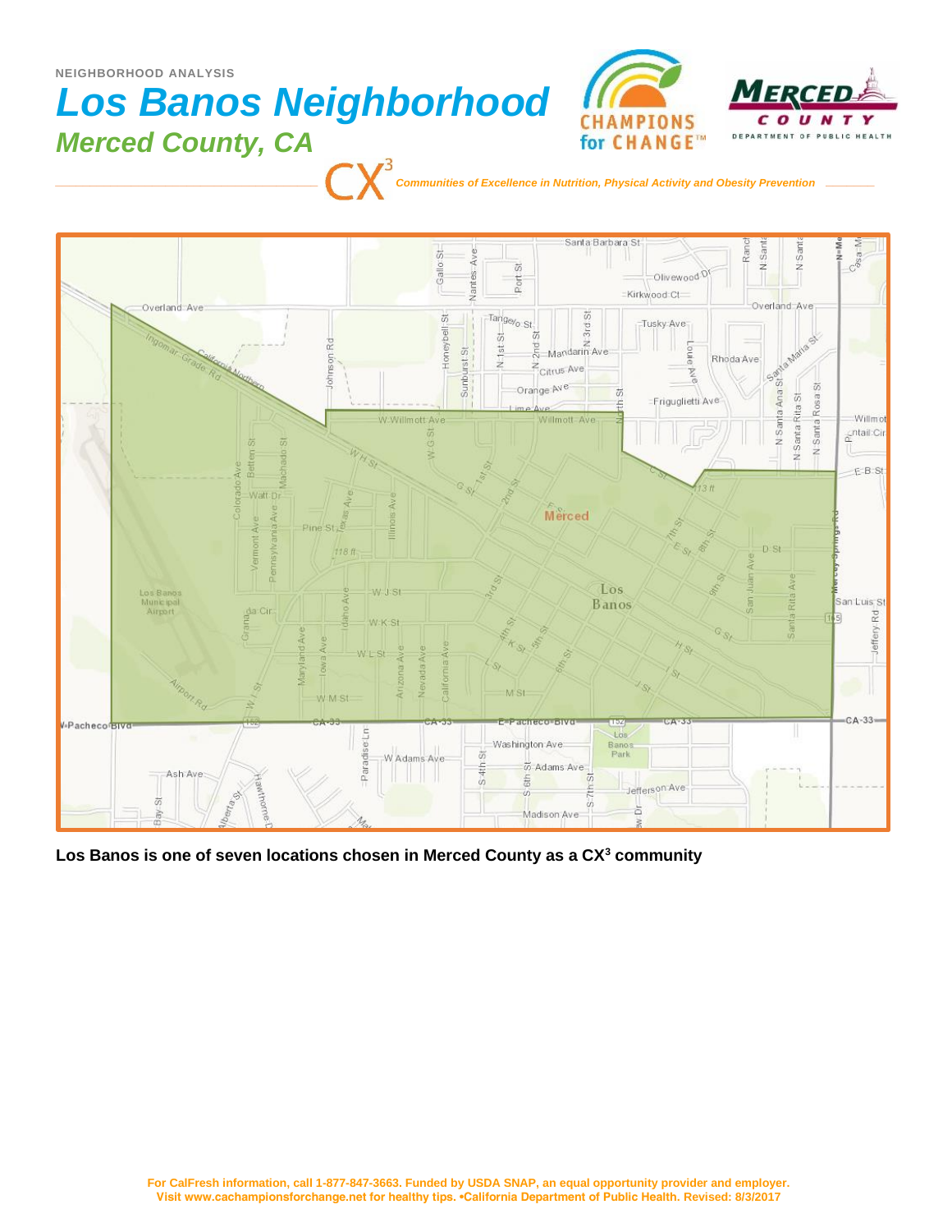NEIGHBORHOOD ANALYSIS

# Los Banos Neighborhood

## Merced County, CA

*Communities of Excellence in Nutrition, Physical Activity and Obesity Prevention*

**Los Banos is one of seven locations chosen in Merced County as a CX³ community**

For CalFresh information, call 1-877-847-3663. Funded by USDA SNAP, an equal opportunity provider and employer. Visit www.cachampionsforchange.net for healthy tips. •California Department of Public Health. Revised: 8/3/2017